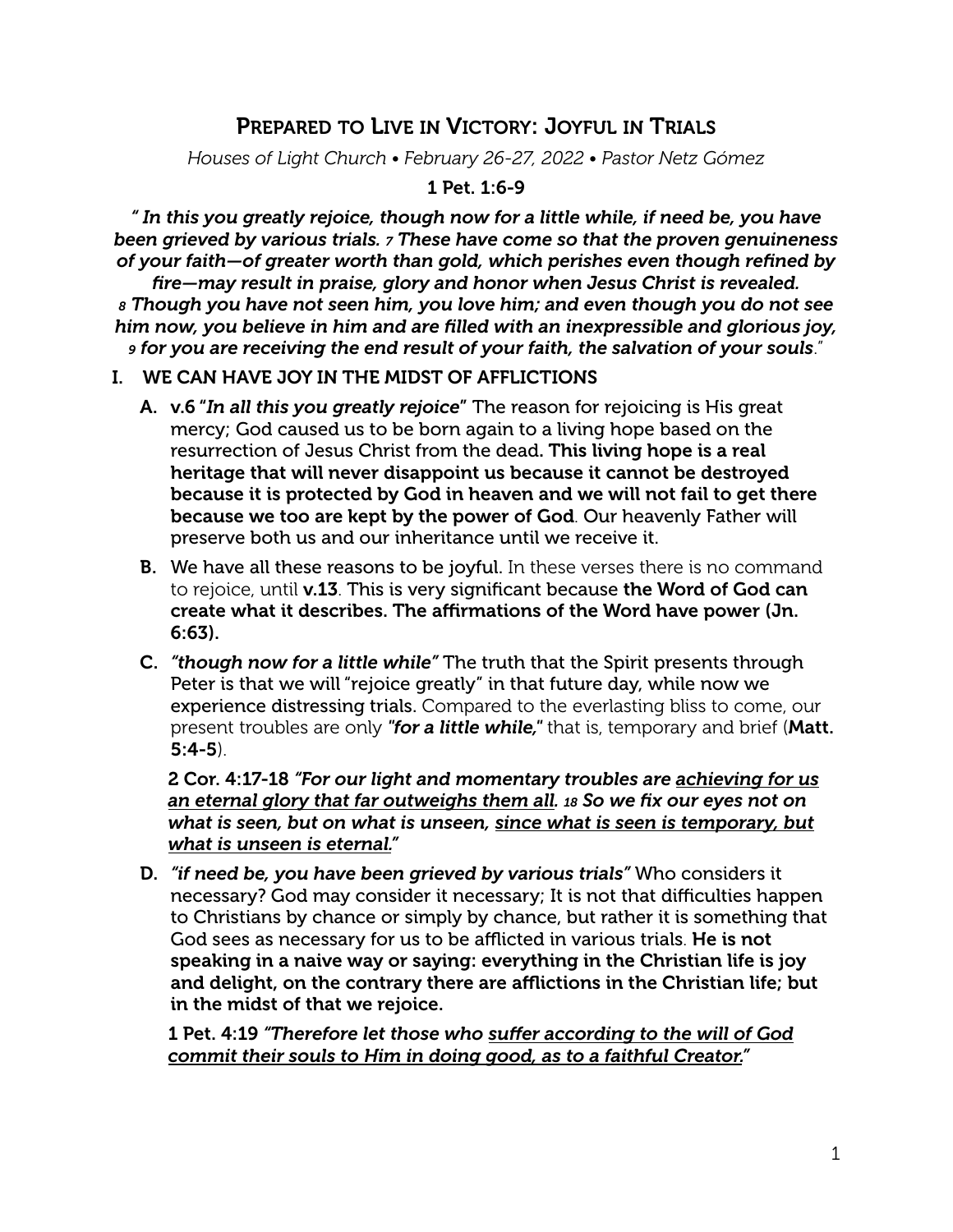# Prepared to Live in Victory: Joyful in Trials

*Houses of Light Church • February 26-27, 2022 • Pastor Netz Gómez*

**1 Pet. 1:6-9**

***" In this you greatly rejoice, though now for a little while, if need be, you have been grieved by various trials. 7 These have come so that the proven genuineness of your faith—of greater worth than gold, which perishes even though refined by fire—may result in praise, glory and honor when Jesus Christ is revealed. 8 Though you have not seen him, you love him; and even though you do not see him now, you believe in him and are filled with an inexpressible and glorious joy, 9 for you are receiving the end result of your faith, the salvation of your souls*."**

## I. WE CAN HAVE JOY IN THE MIDST OF AFFLICTIONS

**A. v.6 "*In all this you greatly rejoice*"** The reason for rejoicing is His great mercy; God caused us to be born again to a living hope based on the resurrection of Jesus Christ from the dead. **This living hope is a real heritage that will never disappoint us because it cannot be destroyed because it is protected by God in heaven and we will not fail to get there because we too are kept by the power of God**. Our heavenly Father will preserve both us and our inheritance until we receive it.

**B.** We have all these reasons to be joyful. In these verses there is no command to rejoice, until **v.13**. This is very significant because **the Word of God can create what it describes. The affirmations of the Word have power (Jn. 6:63).**

**C. *"though now for a little while"*** The truth that the Spirit presents through Peter is that we will "rejoice greatly" in that future day, while now we experience distressing trials. Compared to the everlasting bliss to come, our present troubles are only ***"for a little while,"*** that is, temporary and brief (**Matt. 5:4-5**).

**2 Cor. 4:17-18 *"For our light and momentary troubles are achieving for us an eternal glory that far outweighs them all. 18 So we fix our eyes not on what is seen, but on what is unseen, since what is seen is temporary, but what is unseen is eternal."***

**D. *"if need be, you have been grieved by various trials"*** Who considers it necessary? God may consider it necessary; It is not that difficulties happen to Christians by chance or simply by chance, but rather it is something that God sees as necessary for us to be afflicted in various trials. **He is not speaking in a naive way or saying: everything in the Christian life is joy and delight, on the contrary there are afflictions in the Christian life; but in the midst of that we rejoice.**

**1 Pet. 4:19 *"Therefore let those who suffer according to the will of God commit their souls to Him in doing good, as to a faithful Creator."***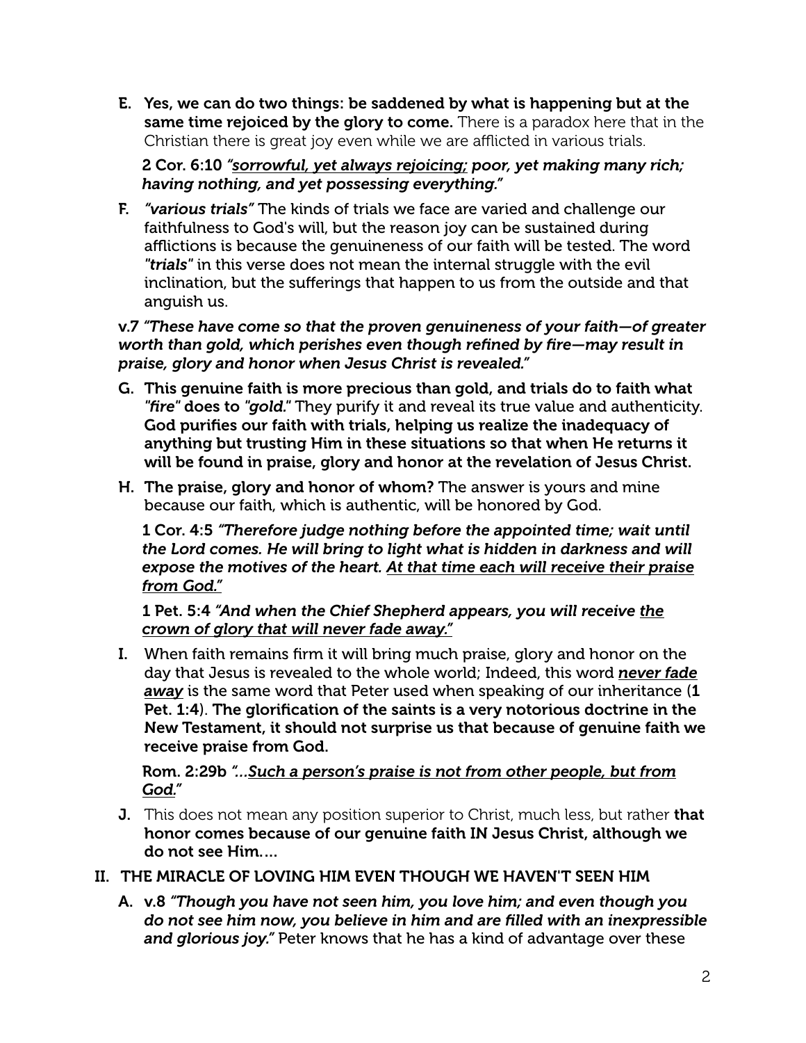E. **Yes, we can do two things: be saddened by what is happening but at the same time rejoiced by the glory to come.** There is a paradox here that in the Christian there is great joy even while we are afflicted in various trials.

   **2 Cor. 6:10** ***"<u>sorrowful, yet always rejoicing;</u> poor, yet making many rich; having nothing, and yet possessing everything."***

F. ***"various trials"*** The kinds of trials we face are varied and challenge our faithfulness to God's will, but the reason joy can be sustained during afflictions is because the genuineness of our faith will be tested. The word ***"trials"*** in this verse does not mean the internal struggle with the evil inclination, but the sufferings that happen to us from the outside and that anguish us.

**v.7** ***"These have come so that the proven genuineness of your faith—of greater worth than gold, which perishes even though refined by fire—may result in praise, glory and honor when Jesus Christ is revealed."***

G. **This genuine faith is more precious than gold, and trials do to faith what *"fire"* does to *"gold."*** They purify it and reveal its true value and authenticity. **God purifies our faith with trials, helping us realize the inadequacy of anything but trusting Him in these situations so that when He returns it will be found in praise, glory and honor at the revelation of Jesus Christ.**

H. **The praise, glory and honor of whom?** The answer is yours and mine because our faith, which is authentic, will be honored by God.

   **1 Cor. 4:5** ***"Therefore judge nothing before the appointed time; wait until the Lord comes. He will bring to light what is hidden in darkness and will expose the motives of the heart. <u>At that time each will receive their praise from God."</u>***

   **1 Pet. 5:4** ***"And when the Chief Shepherd appears, you will receive <u>the crown of glory that will never fade away."</u>***

I. When faith remains firm it will bring much praise, glory and honor on the day that Jesus is revealed to the whole world; Indeed, this word ***<u>never fade away</u>*** is the same word that Peter used when speaking of our inheritance (**1 Pet. 1:4**). **The glorification of the saints is a very notorious doctrine in the New Testament, it should not surprise us that because of genuine faith we receive praise from God.**

   **Rom. 2:29b** ***"...<u>Such a person's praise is not from other people, but from God."</u>***

J. This does not mean any position superior to Christ, much less, but rather **that honor comes because of our genuine faith IN Jesus Christ, although we do not see Him....**

## II. THE MIRACLE OF LOVING HIM EVEN THOUGH WE HAVEN'T SEEN HIM

A. **v.8** ***"Though you have not seen him, you love him; and even though you do not see him now, you believe in him and are filled with an inexpressible and glorious joy."*** Peter knows that he has a kind of advantage over these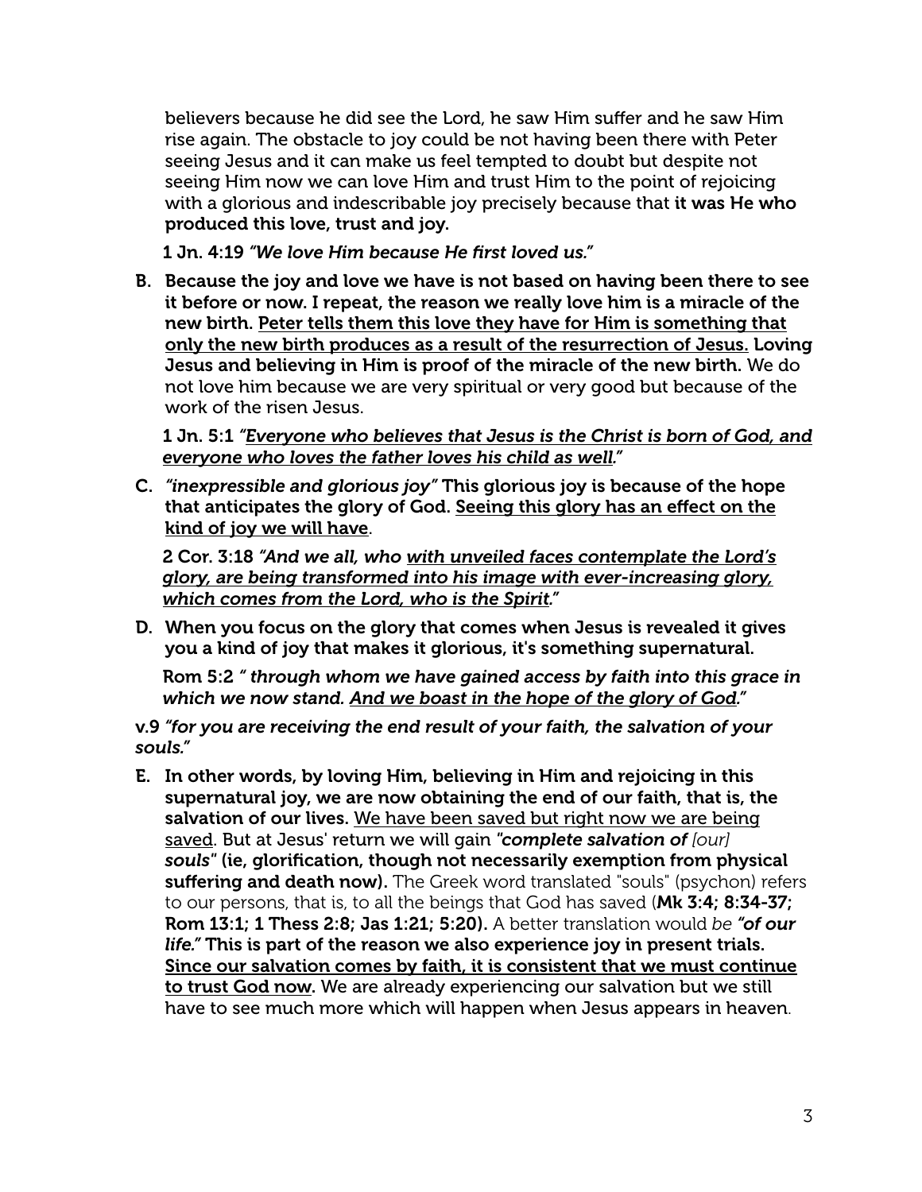believers because he did see the Lord, he saw Him suffer and he saw Him rise again. The obstacle to joy could be not having been there with Peter seeing Jesus and it can make us feel tempted to doubt but despite not seeing Him now we can love Him and trust Him to the point of rejoicing with a glorious and indescribable joy precisely because that **it was He who produced this love, trust and joy.**

**1 Jn. 4:19** *"We love Him because He first loved us."*

B. **Because the joy and love we have is not based on having been there to see it before or now. I repeat, the reason we really love him is a miracle of the new birth. <u>Peter tells them this love they have for Him is something that only the new birth produces as a result of the resurrection of Jesus.</u> Loving Jesus and believing in Him is proof of the miracle of the new birth.** We do not love him because we are very spiritual or very good but because of the work of the risen Jesus.

**1 Jn. 5:1** *"<u>Everyone who believes that Jesus is the Christ is born of God, and everyone who loves the father loves his child as well</u>."*

C. ***"inexpressible and glorious joy"*** **This glorious joy is because of the hope that anticipates the glory of God. <u>Seeing this glory has an effect on the kind of joy we will have</u>.**

**2 Cor. 3:18** *"And we all, who <u>with unveiled faces contemplate the Lord's glory, are being transformed into his image with ever-increasing glory, which comes from the Lord, who is the Spirit</u>."*

D. **When you focus on the glory that comes when Jesus is revealed it gives you a kind of joy that makes it glorious, it's something supernatural.**

**Rom 5:2** *" through whom we have gained access by faith into this grace in which we now stand. <u>And we boast in the hope of the glory of God</u>."*

**v.9** *"for you are receiving the end result of your faith, the salvation of your souls."*

E. **In other words, by loving Him, believing in Him and rejoicing in this supernatural joy, we are now obtaining the end of our faith, that is, the salvation of our lives.** <u>We have been saved but right now we are being saved</u>. But at Jesus' return we will gain ***"complete salvation of*** *[our]* ***souls"*** **(ie, glorification, though not necessarily exemption from physical suffering and death now).** The Greek word translated "souls" (psychon) refers to our persons, that is, to all the beings that God has saved (**Mk 3:4; 8:34-37; Rom 13:1; 1 Thess 2:8; Jas 1:21; 5:20).** A better translation would *be* ***"of our life."*** **This is part of the reason we also experience joy in present trials. <u>Since our salvation comes by faith, it is consistent that we must continue to trust God now</u>.** We are already experiencing our salvation but we still have to see much more which will happen when Jesus appears in heaven.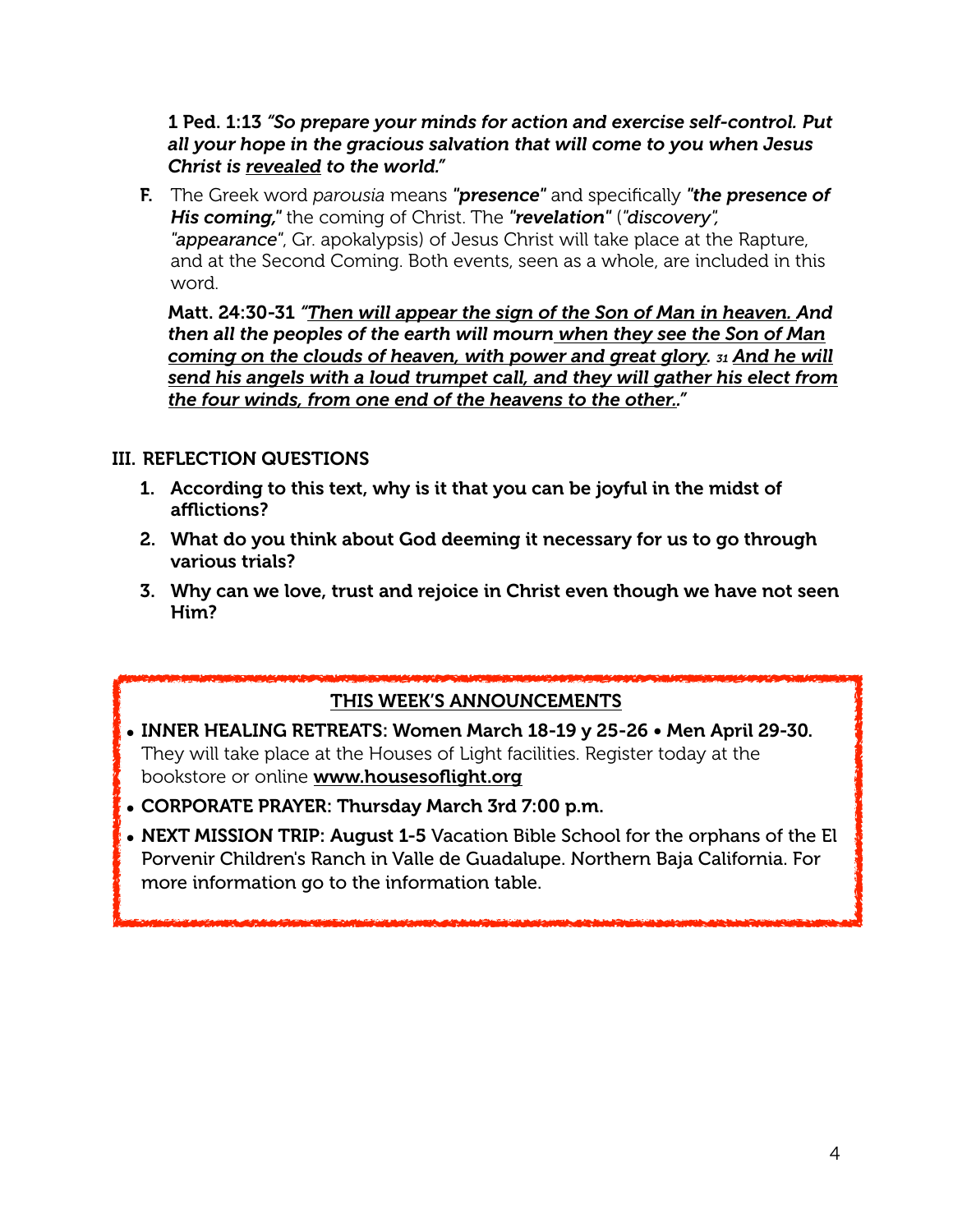**1 Ped. 1:13** ***"So prepare your minds for action and exercise self-control. Put all your hope in the gracious salvation that will come to you when Jesus Christ is <u>revealed</u> to the world."***

**F.** The Greek word *parousia* means ***"presence"*** and specifically ***"the presence of His coming,"*** the coming of Christ. The ***"revelation"*** (*"discovery", "appearance"*, Gr. apokalypsis) of Jesus Christ will take place at the Rapture, and at the Second Coming. Both events, seen as a whole, are included in this word.

**Matt. 24:30-31** ***"<u>Then will appear the sign of the Son of Man in heaven.</u> And then all the peoples of the earth will mourn <u>when they see the Son of Man coming on the clouds of heaven, with power and great glory</u>. 31 <u>And he will send his angels with a loud trumpet call, and they will gather his elect from the four winds, from one end of the heavens to the other.</u>."***

## III. REFLECTION QUESTIONS

1. **According to this text, why is it that you can be joyful in the midst of afflictions?**
2. **What do you think about God deeming it necessary for us to go through various trials?**
3. **Why can we love, trust and rejoice in Christ even though we have not seen Him?**

### <u>THIS WEEK'S ANNOUNCEMENTS</u>

- **INNER HEALING RETREATS: Women March 18-19 y 25-26 • Men April 29-30.** They will take place at the Houses of Light facilities. Register today at the bookstore or online **<u>www.housesoflight.org</u>**
- **CORPORATE PRAYER: Thursday March 3rd 7:00 p.m.**
- **NEXT MISSION TRIP: August 1-5** Vacation Bible School for the orphans of the El Porvenir Children's Ranch in Valle de Guadalupe. Northern Baja California. For more information go to the information table.